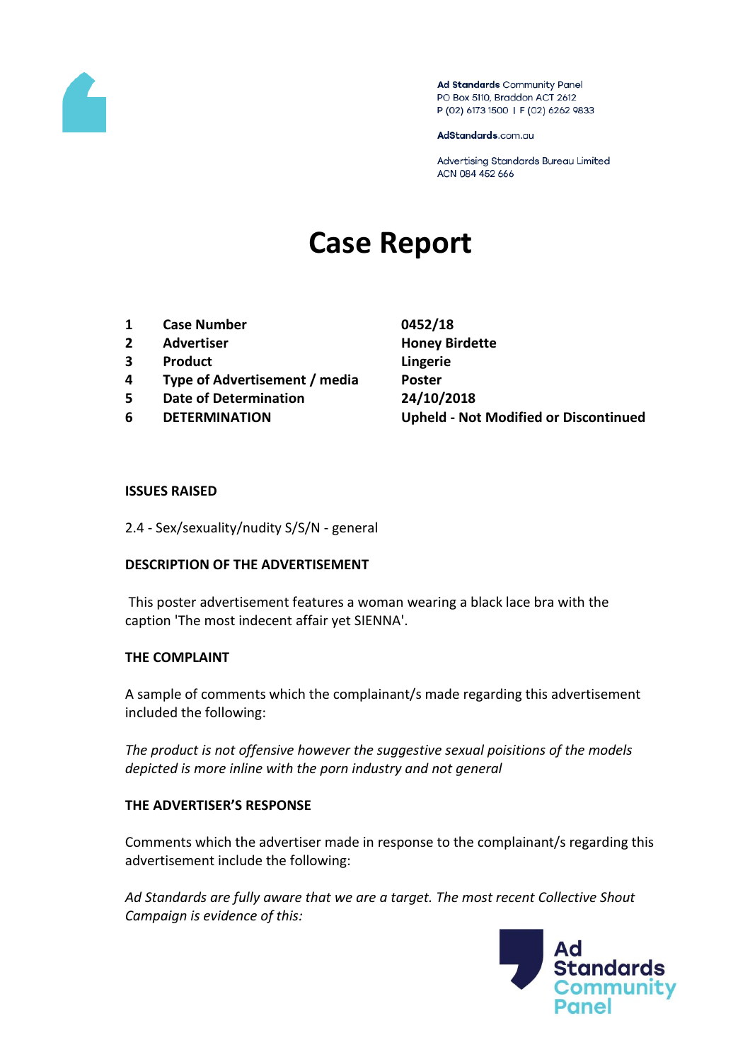Ad Standards Community Panel
PO Box 5110, Braddon ACT 2612
P (02) 6173 1500 | F (02) 6262 9833

AdStandards.com.au

Advertising Standards Bureau Limited
ACN 084 452 666

# Case Report

| | | |
|---|---|---|
| 1 | **Case Number** | **0452/18** |
| 2 | **Advertiser** | **Honey Birdette** |
| 3 | **Product** | **Lingerie** |
| 4 | **Type of Advertisement / media** | **Poster** |
| 5 | **Date of Determination** | **24/10/2018** |
| 6 | **DETERMINATION** | **Upheld - Not Modified or Discontinued** |

### ISSUES RAISED

2.4 - Sex/sexuality/nudity S/S/N - general

### DESCRIPTION OF THE ADVERTISEMENT

This poster advertisement features a woman wearing a black lace bra with the caption 'The most indecent affair yet SIENNA'.

### THE COMPLAINT

A sample of comments which the complainant/s made regarding this advertisement included the following:

*The product is not offensive however the suggestive sexual poisitions of the models depicted is more inline with the porn industry and not general*

### THE ADVERTISER'S RESPONSE

Comments which the advertiser made in response to the complainant/s regarding this advertisement include the following:

*Ad Standards are fully aware that we are a target. The most recent Collective Shout Campaign is evidence of this:*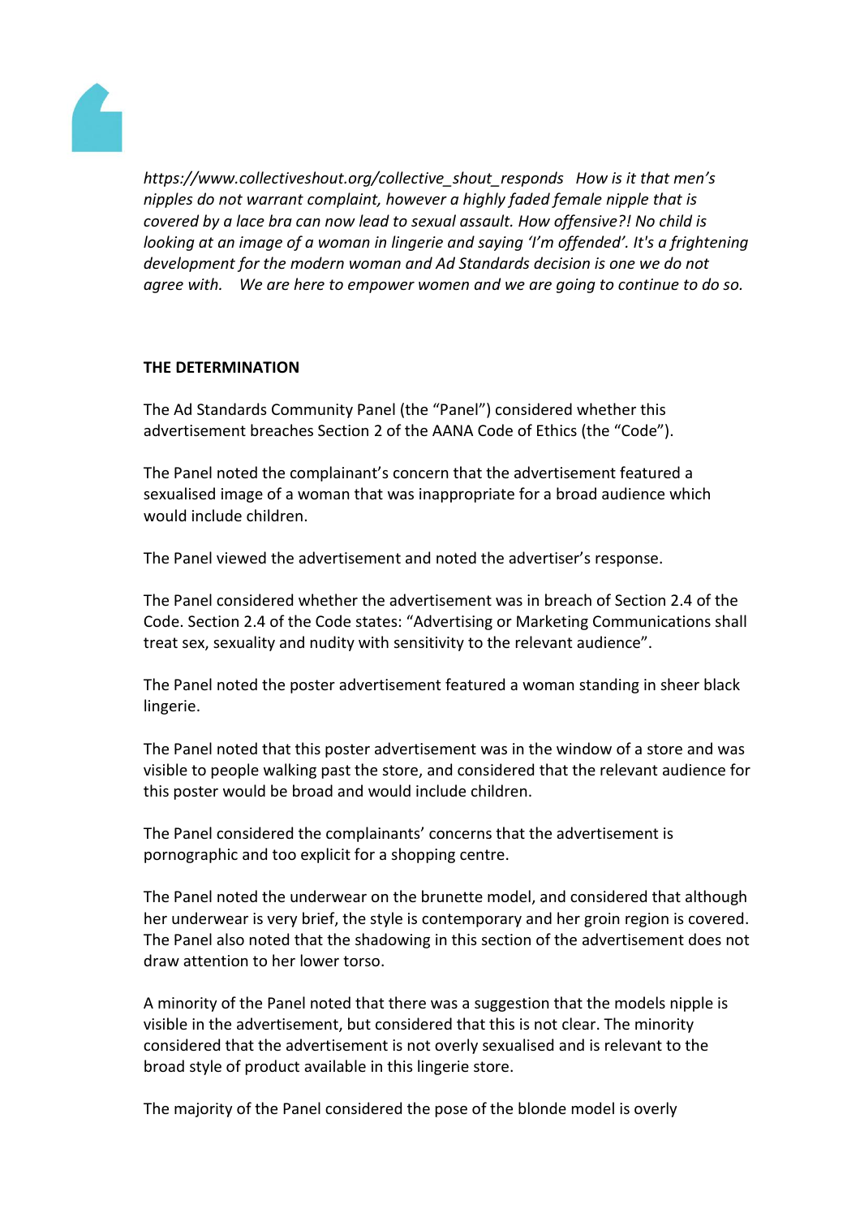*https://www.collectiveshout.org/collective_shout_responds How is it that men's nipples do not warrant complaint, however a highly faded female nipple that is covered by a lace bra can now lead to sexual assault. How offensive?! No child is looking at an image of a woman in lingerie and saying 'I'm offended'. It's a frightening development for the modern woman and Ad Standards decision is one we do not agree with. We are here to empower women and we are going to continue to do so.*

**THE DETERMINATION**

The Ad Standards Community Panel (the "Panel") considered whether this advertisement breaches Section 2 of the AANA Code of Ethics (the "Code").

The Panel noted the complainant's concern that the advertisement featured a sexualised image of a woman that was inappropriate for a broad audience which would include children.

The Panel viewed the advertisement and noted the advertiser's response.

The Panel considered whether the advertisement was in breach of Section 2.4 of the Code. Section 2.4 of the Code states: "Advertising or Marketing Communications shall treat sex, sexuality and nudity with sensitivity to the relevant audience".

The Panel noted the poster advertisement featured a woman standing in sheer black lingerie.

The Panel noted that this poster advertisement was in the window of a store and was visible to people walking past the store, and considered that the relevant audience for this poster would be broad and would include children.

The Panel considered the complainants' concerns that the advertisement is pornographic and too explicit for a shopping centre.

The Panel noted the underwear on the brunette model, and considered that although her underwear is very brief, the style is contemporary and her groin region is covered. The Panel also noted that the shadowing in this section of the advertisement does not draw attention to her lower torso.

A minority of the Panel noted that there was a suggestion that the models nipple is visible in the advertisement, but considered that this is not clear. The minority considered that the advertisement is not overly sexualised and is relevant to the broad style of product available in this lingerie store.

The majority of the Panel considered the pose of the blonde model is overly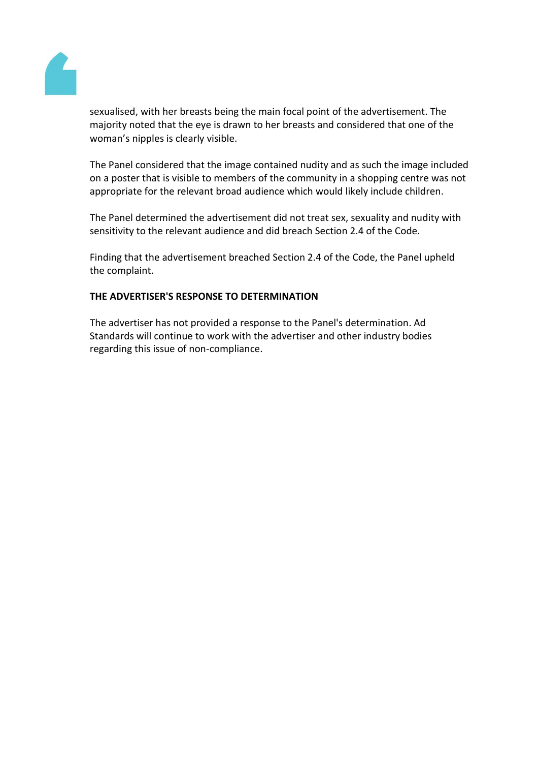sexualised, with her breasts being the main focal point of the advertisement. The majority noted that the eye is drawn to her breasts and considered that one of the woman's nipples is clearly visible.

The Panel considered that the image contained nudity and as such the image included on a poster that is visible to members of the community in a shopping centre was not appropriate for the relevant broad audience which would likely include children.

The Panel determined the advertisement did not treat sex, sexuality and nudity with sensitivity to the relevant audience and did breach Section 2.4 of the Code.

Finding that the advertisement breached Section 2.4 of the Code, the Panel upheld the complaint.

**THE ADVERTISER'S RESPONSE TO DETERMINATION**

The advertiser has not provided a response to the Panel's determination. Ad Standards will continue to work with the advertiser and other industry bodies regarding this issue of non-compliance.